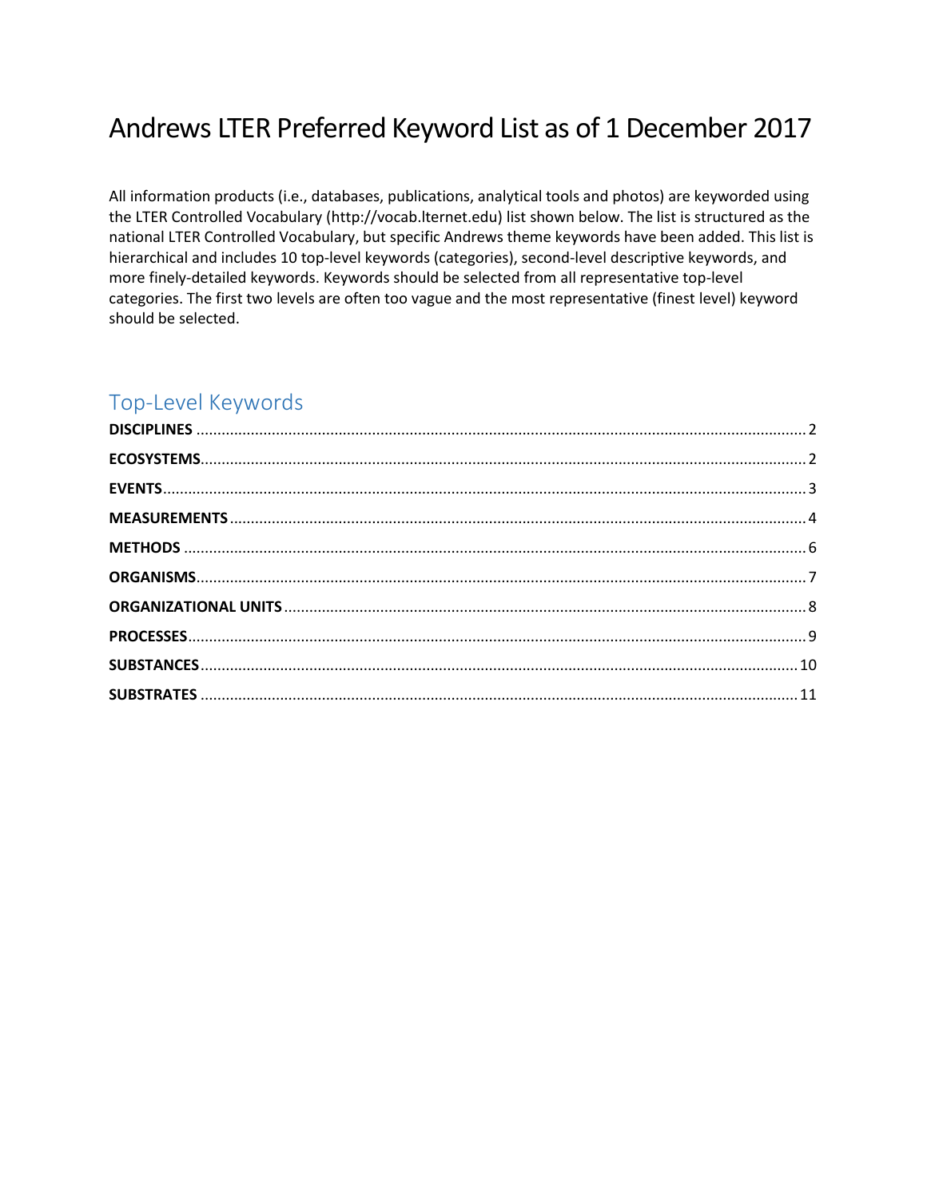# Andrews LTER Preferred Keyword List as of 1 December 2017

All information products (i.e., databases, publications, analytical tools and photos) are keyworded using the LTER Controlled Vocabulary (http://vocab.lternet.edu) list shown below. The list is structured as the national LTER Controlled Vocabulary, but specific Andrews theme keywords have been added. This list is hierarchical and includes 10 top-level keywords (categories), second-level descriptive keywords, and more finely-detailed keywords. Keywords should be selected from all representative top-level categories. The first two levels are often too vague and the most representative (finest level) keyword should be selected.

## Top-Level Keywords

**DISCIPLINES** ........ 2

**ECOSYSTEMS** ........ 2

**EVENTS** ........ 3

**MEASUREMENTS** ........ 4

**METHODS** ........ 6

**ORGANISMS** ........ 7

**ORGANIZATIONAL UNITS** ........ 8

**PROCESSES** ........ 9

**SUBSTANCES** ........ 10

**SUBSTRATES** ........ 11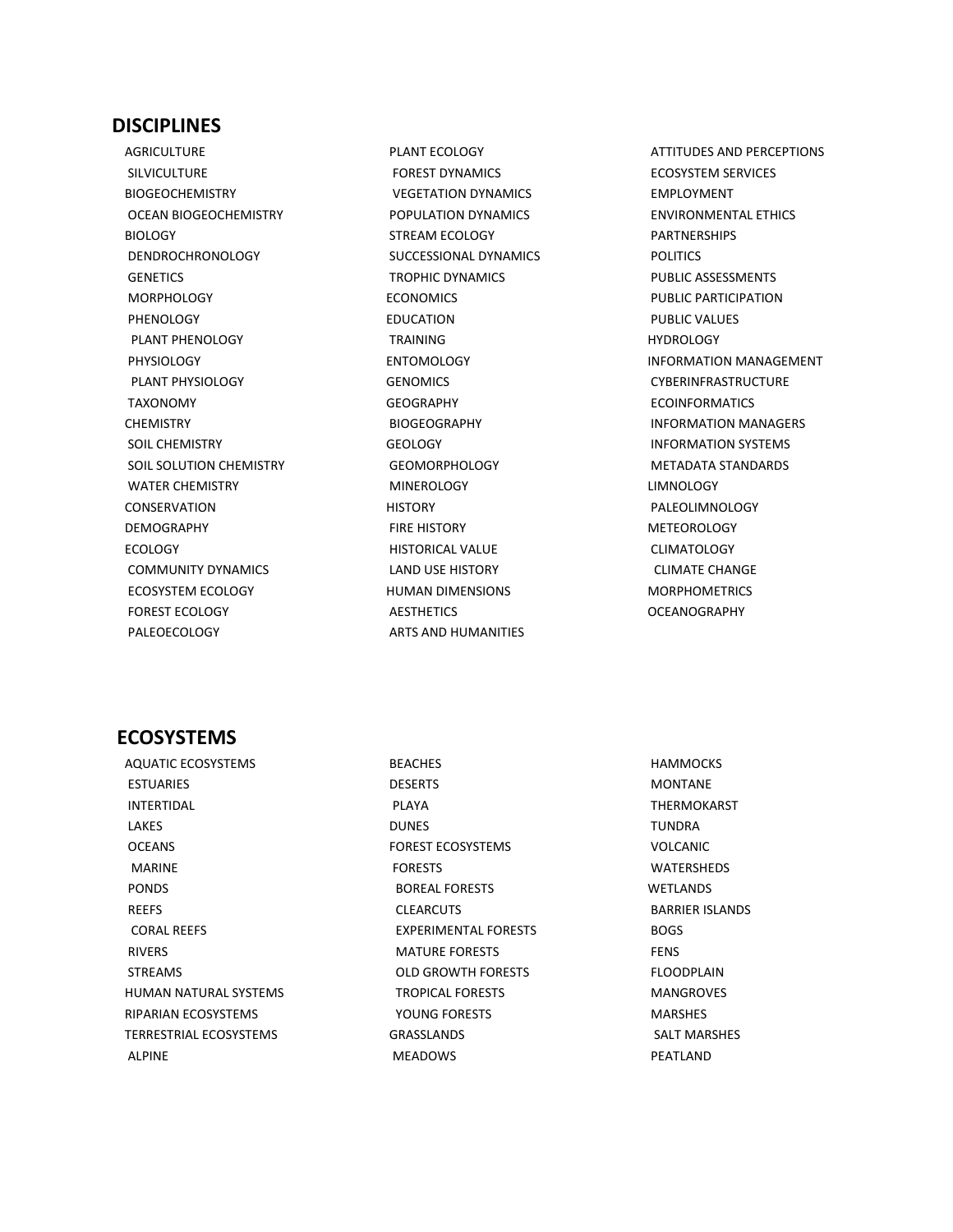## DISCIPLINES

AGRICULTURE
 SILVICULTURE
BIOGEOCHEMISTRY
 OCEAN BIOGEOCHEMISTRY
BIOLOGY
 DENDROCHRONOLOGY
 GENETICS
 MORPHOLOGY
 PHENOLOGY
  PLANT PHENOLOGY
 PHYSIOLOGY
  PLANT PHYSIOLOGY
 TAXONOMY
CHEMISTRY
 SOIL CHEMISTRY
 SOIL SOLUTION CHEMISTRY
 WATER CHEMISTRY
CONSERVATION
DEMOGRAPHY
ECOLOGY
 COMMUNITY DYNAMICS
 ECOSYSTEM ECOLOGY
 FOREST ECOLOGY
 PALEOECOLOGY
 PLANT ECOLOGY
 FOREST DYNAMICS
 VEGETATION DYNAMICS
 POPULATION DYNAMICS
 STREAM ECOLOGY
 SUCCESSIONAL DYNAMICS
 TROPHIC DYNAMICS
ECONOMICS
EDUCATION
 TRAINING
ENTOMOLOGY
GENOMICS
GEOGRAPHY
 BIOGEOGRAPHY
GEOLOGY
 GEOMORPHOLOGY
 MINEROLOGY
HISTORY
 FIRE HISTORY
 HISTORICAL VALUE
 LAND USE HISTORY
HUMAN DIMENSIONS
 AESTHETICS
 ARTS AND HUMANITIES
 ATTITUDES AND PERCEPTIONS
 ECOSYSTEM SERVICES
 EMPLOYMENT
 ENVIRONMENTAL ETHICS
 PARTNERSHIPS
 POLITICS
 PUBLIC ASSESSMENTS
 PUBLIC PARTICIPATION
 PUBLIC VALUES
HYDROLOGY
INFORMATION MANAGEMENT
 CYBERINFRASTRUCTURE
 ECOINFORMATICS
 INFORMATION MANAGERS
 INFORMATION SYSTEMS
 METADATA STANDARDS
LIMNOLOGY
 PALEOLIMNOLOGY
METEOROLOGY
 CLIMATOLOGY
  CLIMATE CHANGE
MORPHOMETRICS
OCEANOGRAPHY

## ECOSYSTEMS

AQUATIC ECOSYSTEMS
 ESTUARIES
 INTERTIDAL
 LAKES
 OCEANS
  MARINE
 PONDS
 REEFS
  CORAL REEFS
 RIVERS
 STREAMS
HUMAN NATURAL SYSTEMS
RIPARIAN ECOSYSTEMS
TERRESTRIAL ECOSYSTEMS
 ALPINE
 BEACHES
 DESERTS
  PLAYA
 DUNES
 FOREST ECOSYSTEMS
  FORESTS
   BOREAL FORESTS
   CLEARCUTS
   EXPERIMENTAL FORESTS
   MATURE FORESTS
   OLD GROWTH FORESTS
   TROPICAL FORESTS
   YOUNG FORESTS
 GRASSLANDS
 MEADOWS
 HAMMOCKS
 MONTANE
 THERMOKARST
 TUNDRA
 VOLCANIC
 WATERSHEDS
WETLANDS
 BARRIER ISLANDS
 BOGS
 FENS
 FLOODPLAIN
 MANGROVES
 MARSHES
  SALT MARSHES
 PEATLAND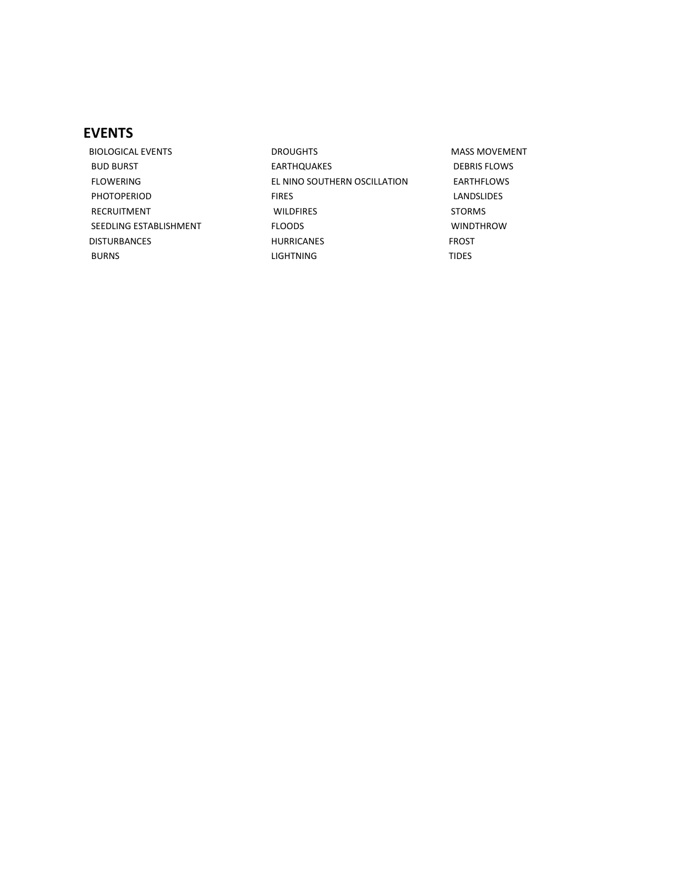## EVENTS

- BIOLOGICAL EVENTS
  - BUD BURST
  - FLOWERING
  - PHOTOPERIOD
  - RECRUITMENT
  - SEEDLING ESTABLISHMENT
- DISTURBANCES
  - BURNS
- DROUGHTS
- EARTHQUAKES
- EL NINO SOUTHERN OSCILLATION
- FIRES
  - WILDFIRES
- FLOODS
- HURRICANES
- LIGHTNING
- MASS MOVEMENT
  - DEBRIS FLOWS
  - EARTHFLOWS
  - LANDSLIDES
- STORMS
- WINDTHROW
- FROST
- TIDES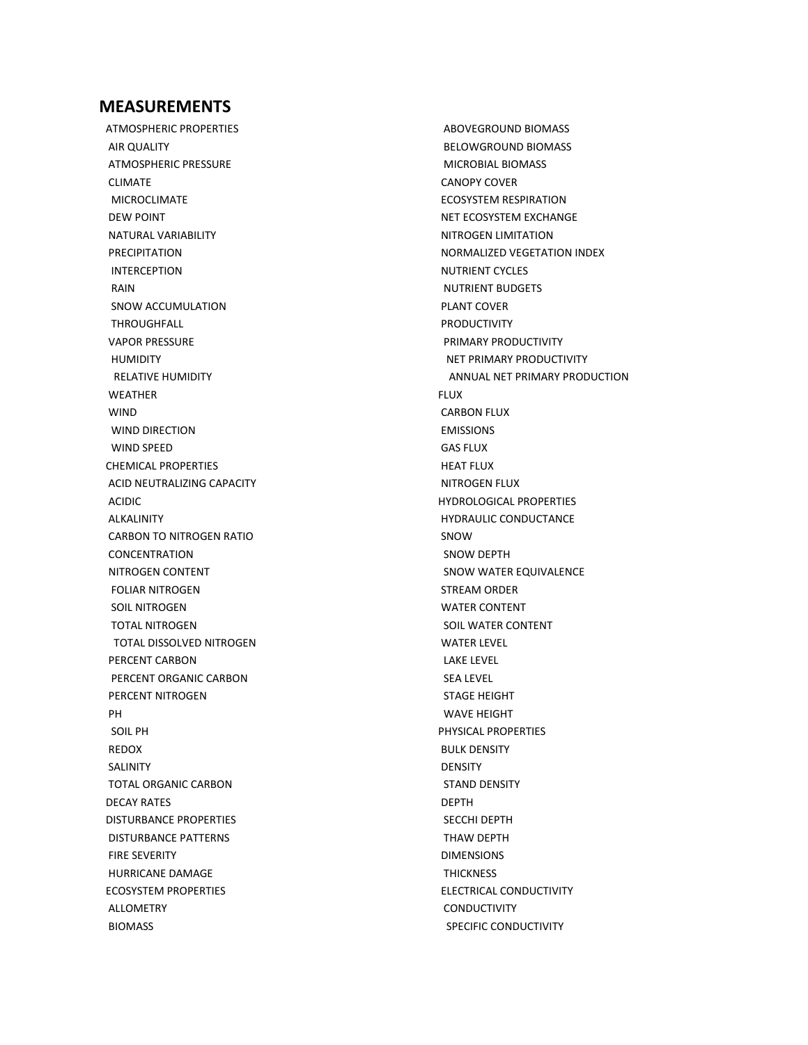## MEASUREMENTS

- ATMOSPHERIC PROPERTIES
  - AIR QUALITY
  - ATMOSPHERIC PRESSURE
  - CLIMATE
    - MICROCLIMATE
  - DEW POINT
  - NATURAL VARIABILITY
  - PRECIPITATION
    - INTERCEPTION
    - RAIN
    - SNOW ACCUMULATION
    - THROUGHFALL
  - VAPOR PRESSURE
    - HUMIDITY
      - RELATIVE HUMIDITY
  - WEATHER
  - WIND
    - WIND DIRECTION
    - WIND SPEED
- CHEMICAL PROPERTIES
  - ACID NEUTRALIZING CAPACITY
  - ACIDIC
  - ALKALINITY
  - CARBON TO NITROGEN RATIO
  - CONCENTRATION
  - NITROGEN CONTENT
    - FOLIAR NITROGEN
    - SOIL NITROGEN
    - TOTAL NITROGEN
      - TOTAL DISSOLVED NITROGEN
  - PERCENT CARBON
    - PERCENT ORGANIC CARBON
  - PERCENT NITROGEN
  - PH
    - SOIL PH
  - REDOX
  - SALINITY
  - TOTAL ORGANIC CARBON
- DECAY RATES
- DISTURBANCE PROPERTIES
  - DISTURBANCE PATTERNS
  - FIRE SEVERITY
  - HURRICANE DAMAGE
- ECOSYSTEM PROPERTIES
  - ALLOMETRY
  - BIOMASS
    - ABOVEGROUND BIOMASS
    - BELOWGROUND BIOMASS
    - MICROBIAL BIOMASS
  - CANOPY COVER
  - ECOSYSTEM RESPIRATION
  - NET ECOSYSTEM EXCHANGE
  - NITROGEN LIMITATION
  - NORMALIZED VEGETATION INDEX
  - NUTRIENT CYCLES
    - NUTRIENT BUDGETS
  - PLANT COVER
  - PRODUCTIVITY
    - PRIMARY PRODUCTIVITY
      - NET PRIMARY PRODUCTIVITY
        - ANNUAL NET PRIMARY PRODUCTION
- FLUX
  - CARBON FLUX
  - EMISSIONS
  - GAS FLUX
  - HEAT FLUX
  - NITROGEN FLUX
- HYDROLOGICAL PROPERTIES
  - HYDRAULIC CONDUCTANCE
  - SNOW
    - SNOW DEPTH
    - SNOW WATER EQUIVALENCE
  - STREAM ORDER
  - WATER CONTENT
    - SOIL WATER CONTENT
  - WATER LEVEL
    - LAKE LEVEL
    - SEA LEVEL
    - STAGE HEIGHT
    - WAVE HEIGHT
- PHYSICAL PROPERTIES
  - BULK DENSITY
  - DENSITY
    - STAND DENSITY
  - DEPTH
    - SECCHI DEPTH
    - THAW DEPTH
  - DIMENSIONS
    - THICKNESS
  - ELECTRICAL CONDUCTIVITY
    - CONDUCTIVITY
      - SPECIFIC CONDUCTIVITY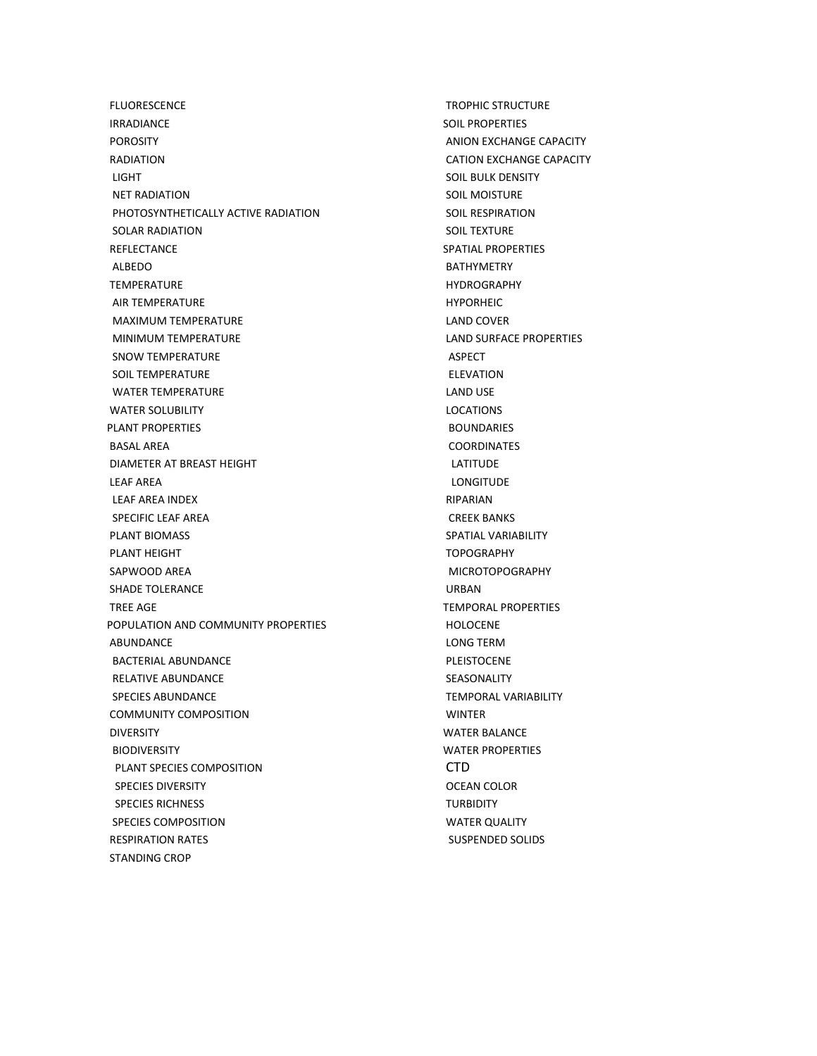FLUORESCENCE
IRRADIANCE
POROSITY
RADIATION
 LIGHT
 NET RADIATION
 PHOTOSYNTHETICALLY ACTIVE RADIATION
 SOLAR RADIATION
REFLECTANCE
 ALBEDO
TEMPERATURE
 AIR TEMPERATURE
 MAXIMUM TEMPERATURE
 MINIMUM TEMPERATURE
 SNOW TEMPERATURE
 SOIL TEMPERATURE
 WATER TEMPERATURE
WATER SOLUBILITY

PLANT PROPERTIES
 BASAL AREA
 DIAMETER AT BREAST HEIGHT
 LEAF AREA
  LEAF AREA INDEX
  SPECIFIC LEAF AREA
 PLANT BIOMASS
 PLANT HEIGHT
 SAPWOOD AREA
 SHADE TOLERANCE
 TREE AGE

POPULATION AND COMMUNITY PROPERTIES
 ABUNDANCE
  BACTERIAL ABUNDANCE
  RELATIVE ABUNDANCE
  SPECIES ABUNDANCE
 COMMUNITY COMPOSITION
 DIVERSITY
  BIODIVERSITY
   PLANT SPECIES COMPOSITION
   SPECIES DIVERSITY
   SPECIES RICHNESS
  SPECIES COMPOSITION
 RESPIRATION RATES
 STANDING CROP
 TROPHIC STRUCTURE

SOIL PROPERTIES
 ANION EXCHANGE CAPACITY
 CATION EXCHANGE CAPACITY
 SOIL BULK DENSITY
 SOIL MOISTURE
 SOIL RESPIRATION
 SOIL TEXTURE

SPATIAL PROPERTIES
 BATHYMETRY
 HYDROGRAPHY
 HYPORHEIC
 LAND COVER
 LAND SURFACE PROPERTIES
  ASPECT
  ELEVATION
 LAND USE
 LOCATIONS
  BOUNDARIES
  COORDINATES
   LATITUDE
   LONGITUDE
 RIPARIAN
  CREEK BANKS
 SPATIAL VARIABILITY
 TOPOGRAPHY
  MICROTOPOGRAPHY
 URBAN

TEMPORAL PROPERTIES
 HOLOCENE
 LONG TERM
 PLEISTOCENE
 SEASONALITY
 TEMPORAL VARIABILITY
 WINTER

WATER BALANCE

WATER PROPERTIES
 CTD
 OCEAN COLOR
 TURBIDITY
 WATER QUALITY
  SUSPENDED SOLIDS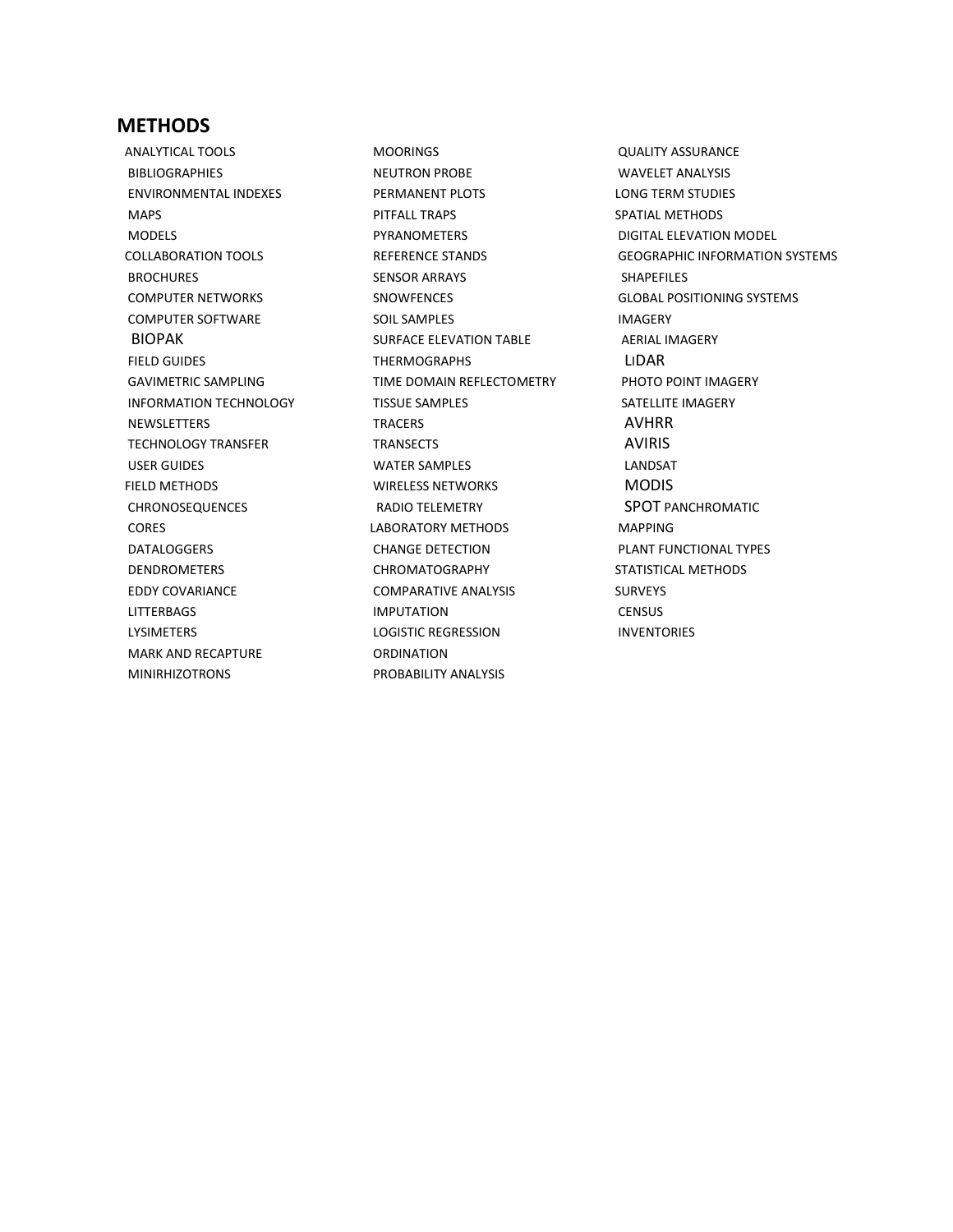## METHODS

ANALYTICAL TOOLS
BIBLIOGRAPHIES
ENVIRONMENTAL INDEXES
MAPS
MODELS
COLLABORATION TOOLS
BROCHURES
COMPUTER NETWORKS
COMPUTER SOFTWARE
BIOPAK
FIELD GUIDES
GAVIMETRIC SAMPLING
INFORMATION TECHNOLOGY
NEWSLETTERS
TECHNOLOGY TRANSFER
USER GUIDES
FIELD METHODS
CHRONOSEQUENCES
CORES
DATALOGGERS
DENDROMETERS
EDDY COVARIANCE
LITTERBAGS
LYSIMETERS
MARK AND RECAPTURE
MINIRHIZOTRONS
MOORINGS
NEUTRON PROBE
PERMANENT PLOTS
PITFALL TRAPS
PYRANOMETERS
REFERENCE STANDS
SENSOR ARRAYS
SNOWFENCES
SOIL SAMPLES
SURFACE ELEVATION TABLE
THERMOGRAPHS
TIME DOMAIN REFLECTOMETRY
TISSUE SAMPLES
TRACERS
TRANSECTS
WATER SAMPLES
WIRELESS NETWORKS
RADIO TELEMETRY
LABORATORY METHODS
CHANGE DETECTION
CHROMATOGRAPHY
COMPARATIVE ANALYSIS
IMPUTATION
LOGISTIC REGRESSION
ORDINATION
PROBABILITY ANALYSIS
QUALITY ASSURANCE
WAVELET ANALYSIS
LONG TERM STUDIES
SPATIAL METHODS
DIGITAL ELEVATION MODEL
GEOGRAPHIC INFORMATION SYSTEMS
SHAPEFILES
GLOBAL POSITIONING SYSTEMS
IMAGERY
AERIAL IMAGERY
LiDAR
PHOTO POINT IMAGERY
SATELLITE IMAGERY
AVHRR
AVIRIS
LANDSAT
MODIS
SPOT PANCHROMATIC
MAPPING
PLANT FUNCTIONAL TYPES
STATISTICAL METHODS
SURVEYS
CENSUS
INVENTORIES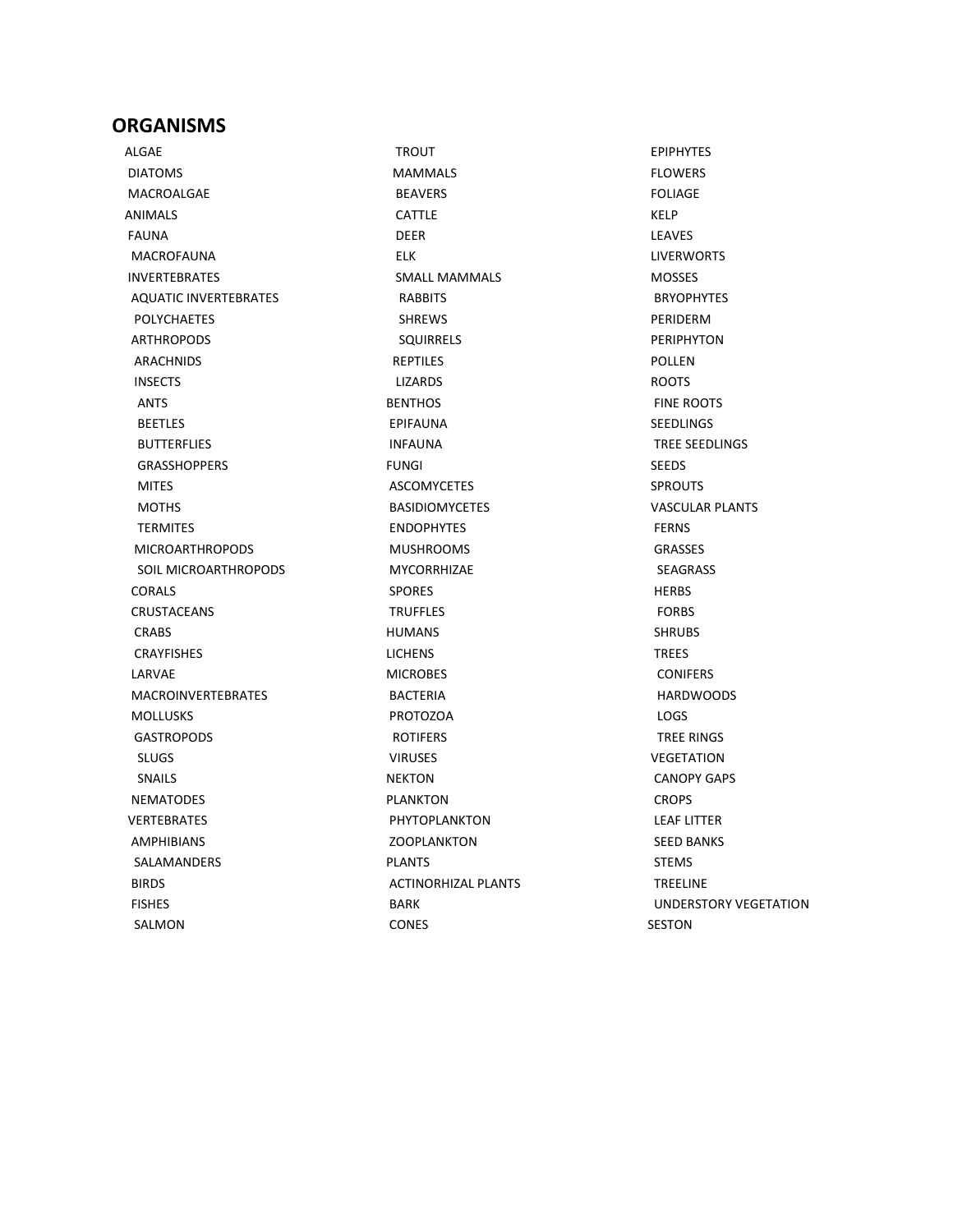## ORGANISMS

- ALGAE
  - DIATOMS
  - MACROALGAE
- ANIMALS
  - FAUNA
    - MACROFAUNA
  - INVERTEBRATES
    - AQUATIC INVERTEBRATES
      - POLYCHAETES
    - ARTHROPODS
      - ARACHNIDS
      - INSECTS
        - ANTS
        - BEETLES
        - BUTTERFLIES
        - GRASSHOPPERS
        - MITES
        - MOTHS
        - TERMITES
      - MICROARTHROPODS
        - SOIL MICROARTHROPODS
    - CORALS
    - CRUSTACEANS
      - CRABS
      - CRAYFISHES
    - LARVAE
    - MACROINVERTEBRATES
    - MOLLUSKS
      - GASTROPODS
        - SLUGS
        - SNAILS
    - NEMATODES
  - VERTEBRATES
    - AMPHIBIANS
      - SALAMANDERS
    - BIRDS
    - FISHES
      - SALMON
      - TROUT
    - MAMMALS
      - BEAVERS
      - CATTLE
      - DEER
      - ELK
      - SMALL MAMMALS
        - RABBITS
        - SHREWS
        - SQUIRRELS
    - REPTILES
      - LIZARDS
- BENTHOS
  - EPIFAUNA
  - INFAUNA
- FUNGI
  - ASCOMYCETES
  - BASIDIOMYCETES
  - ENDOPHYTES
  - MUSHROOMS
  - MYCORRHIZAE
  - SPORES
  - TRUFFLES
- HUMANS
- LICHENS
- MICROBES
  - BACTERIA
  - PROTOZOA
  - ROTIFERS
  - VIRUSES
- NEKTON
- PLANKTON
  - PHYTOPLANKTON
  - ZOOPLANKTON
- PLANTS
  - ACTINORHIZAL PLANTS
  - BARK
  - CONES
  - EPIPHYTES
  - FLOWERS
  - FOLIAGE
  - KELP
  - LEAVES
  - LIVERWORTS
  - MOSSES
    - BRYOPHYTES
  - PERIDERM
  - PERIPHYTON
  - POLLEN
  - ROOTS
    - FINE ROOTS
  - SEEDLINGS
    - TREE SEEDLINGS
  - SEEDS
  - SPROUTS
  - VASCULAR PLANTS
    - FERNS
    - GRASSES
      - SEAGRASS
    - HERBS
      - FORBS
    - SHRUBS
    - TREES
      - CONIFERS
      - HARDWOODS
      - LOGS
      - TREE RINGS
  - VEGETATION
    - CANOPY GAPS
    - CROPS
    - LEAF LITTER
    - SEED BANKS
    - STEMS
    - TREELINE
    - UNDERSTORY VEGETATION
- SESTON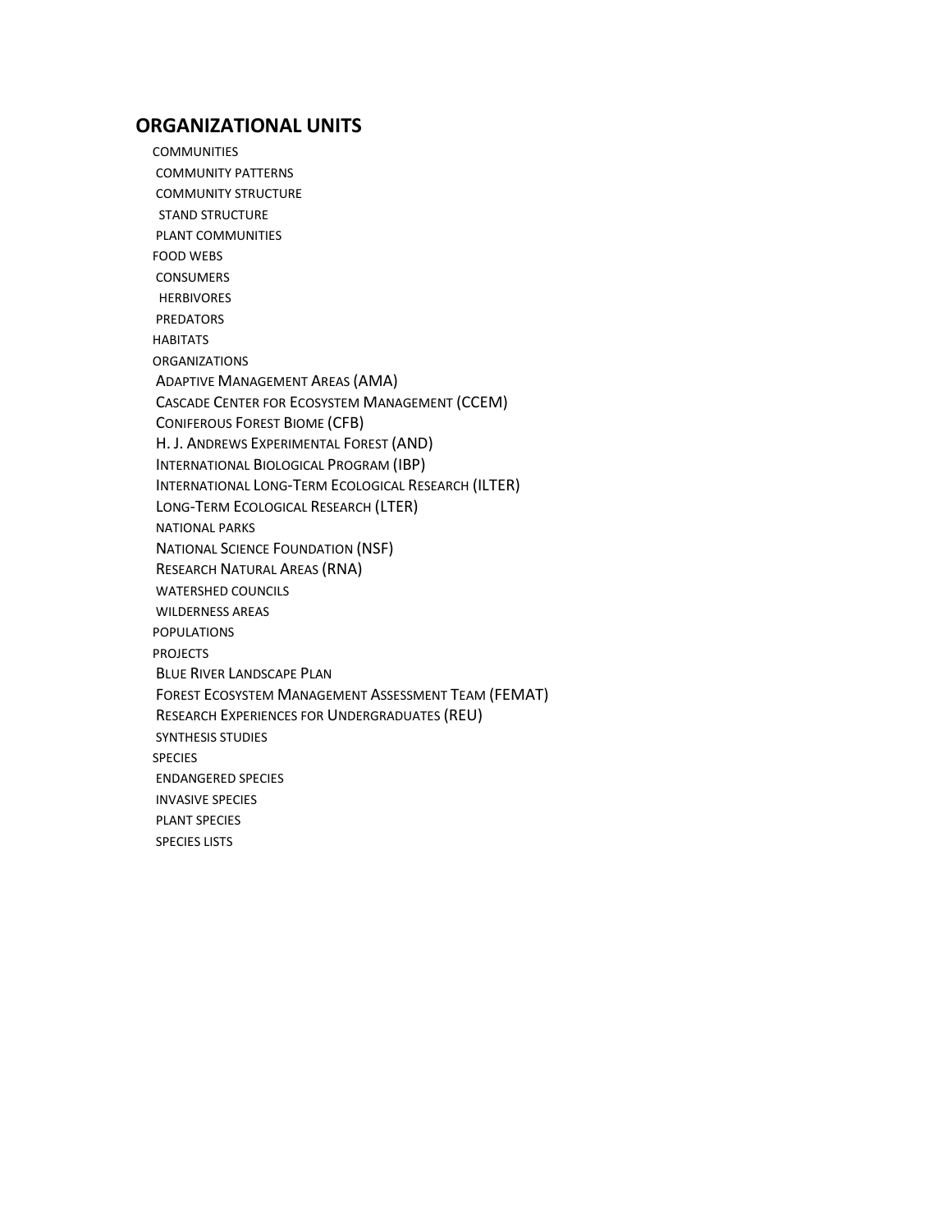## ORGANIZATIONAL UNITS

- COMMUNITIES
  - COMMUNITY PATTERNS
  - COMMUNITY STRUCTURE
    - STAND STRUCTURE
  - PLANT COMMUNITIES
- FOOD WEBS
  - CONSUMERS
    - HERBIVORES
  - PREDATORS
- HABITATS
- ORGANIZATIONS
  - ADAPTIVE MANAGEMENT AREAS (AMA)
  - CASCADE CENTER FOR ECOSYSTEM MANAGEMENT (CCEM)
  - CONIFEROUS FOREST BIOME (CFB)
  - H. J. ANDREWS EXPERIMENTAL FOREST (AND)
  - INTERNATIONAL BIOLOGICAL PROGRAM (IBP)
  - INTERNATIONAL LONG-TERM ECOLOGICAL RESEARCH (ILTER)
  - LONG-TERM ECOLOGICAL RESEARCH (LTER)
  - NATIONAL PARKS
  - NATIONAL SCIENCE FOUNDATION (NSF)
  - RESEARCH NATURAL AREAS (RNA)
  - WATERSHED COUNCILS
  - WILDERNESS AREAS
- POPULATIONS
- PROJECTS
  - BLUE RIVER LANDSCAPE PLAN
  - FOREST ECOSYSTEM MANAGEMENT ASSESSMENT TEAM (FEMAT)
  - RESEARCH EXPERIENCES FOR UNDERGRADUATES (REU)
  - SYNTHESIS STUDIES
- SPECIES
  - ENDANGERED SPECIES
  - INVASIVE SPECIES
  - PLANT SPECIES
  - SPECIES LISTS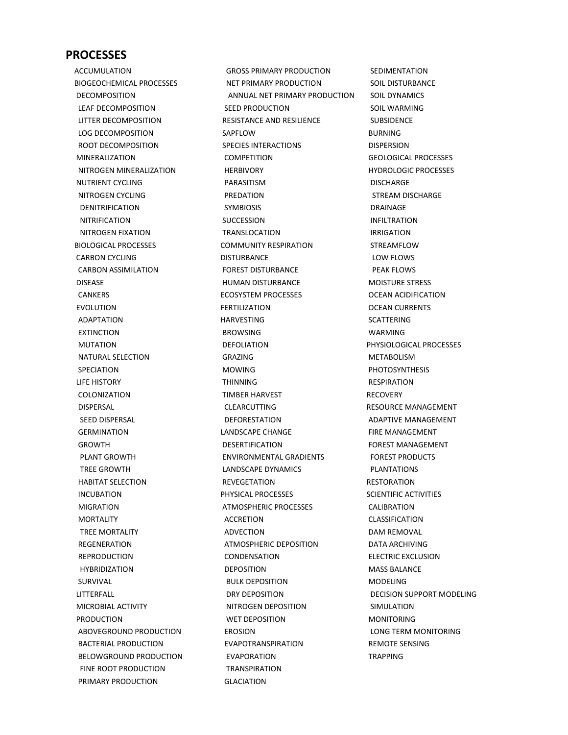## PROCESSES

- ACCUMULATION
- BIOGEOCHEMICAL PROCESSES
  - DECOMPOSITION
    - LEAF DECOMPOSITION
    - LITTER DECOMPOSITION
    - LOG DECOMPOSITION
    - ROOT DECOMPOSITION
  - MINERALIZATION
    - NITROGEN MINERALIZATION
  - NUTRIENT CYCLING
    - NITROGEN CYCLING
      - DENITRIFICATION
      - NITRIFICATION
      - NITROGEN FIXATION
- BIOLOGICAL PROCESSES
  - CARBON CYCLING
    - CARBON ASSIMILATION
  - DISEASE
    - CANKERS
  - EVOLUTION
    - ADAPTATION
    - EXTINCTION
    - MUTATION
    - NATURAL SELECTION
    - SPECIATION
  - LIFE HISTORY
    - COLONIZATION
    - DISPERSAL
      - SEED DISPERSAL
    - GERMINATION
    - GROWTH
      - PLANT GROWTH
      - TREE GROWTH
    - HABITAT SELECTION
    - INCUBATION
    - MIGRATION
    - MORTALITY
      - TREE MORTALITY
    - REGENERATION
    - REPRODUCTION
      - HYBRIDIZATION
    - SURVIVAL
  - LITTERFALL
  - MICROBIAL ACTIVITY
  - PRODUCTION
    - ABOVEGROUND PRODUCTION
    - BACTERIAL PRODUCTION
    - BELOWGROUND PRODUCTION
      - FINE ROOT PRODUCTION
    - PRIMARY PRODUCTION
      - GROSS PRIMARY PRODUCTION
      - NET PRIMARY PRODUCTION
        - ANNUAL NET PRIMARY PRODUCTION
    - SEED PRODUCTION
  - RESISTANCE AND RESILIENCE
  - SAPFLOW
  - SPECIES INTERACTIONS
    - COMPETITION
    - HERBIVORY
    - PARASITISM
    - PREDATION
    - SYMBIOSIS
  - SUCCESSION
  - TRANSLOCATION
- COMMUNITY RESPIRATION
- DISTURBANCE
  - FOREST DISTURBANCE
  - HUMAN DISTURBANCE
- ECOSYSTEM PROCESSES
- FERTILIZATION
- HARVESTING
  - BROWSING
  - DEFOLIATION
  - GRAZING
  - MOWING
  - THINNING
  - TIMBER HARVEST
    - CLEARCUTTING
    - DEFORESTATION
- LANDSCAPE CHANGE
  - DESERTIFICATION
  - ENVIRONMENTAL GRADIENTS
  - LANDSCAPE DYNAMICS
  - REVEGETATION
- PHYSICAL PROCESSES
  - ATMOSPHERIC PROCESSES
    - ACCRETION
    - ADVECTION
    - ATMOSPHERIC DEPOSITION
    - CONDENSATION
    - DEPOSITION
      - BULK DEPOSITION
      - DRY DEPOSITION
      - NITROGEN DEPOSITION
      - WET DEPOSITION
    - EROSION
    - EVAPOTRANSPIRATION
      - EVAPORATION
      - TRANSPIRATION
    - GLACIATION
    - SEDIMENTATION
    - SOIL DISTURBANCE
    - SOIL DYNAMICS
    - SOIL WARMING
    - SUBSIDENCE
  - BURNING
  - DISPERSION
  - GEOLOGICAL PROCESSES
  - HYDROLOGIC PROCESSES
    - DISCHARGE
      - STREAM DISCHARGE
    - DRAINAGE
    - INFILTRATION
    - IRRIGATION
    - STREAMFLOW
      - LOW FLOWS
      - PEAK FLOWS
  - MOISTURE STRESS
  - OCEAN ACIDIFICATION
  - OCEAN CURRENTS
  - SCATTERING
  - WARMING
- PHYSIOLOGICAL PROCESSES
  - METABOLISM
  - PHOTOSYNTHESIS
  - RESPIRATION
- RECOVERY
- RESOURCE MANAGEMENT
  - ADAPTIVE MANAGEMENT
  - FIRE MANAGEMENT
  - FOREST MANAGEMENT
    - FOREST PRODUCTS
    - PLANTATIONS
- RESTORATION
- SCIENTIFIC ACTIVITIES
  - CALIBRATION
  - CLASSIFICATION
  - DAM REMOVAL
  - DATA ARCHIVING
  - ELECTRIC EXCLUSION
  - MASS BALANCE
  - MODELING
    - DECISION SUPPORT MODELING
    - SIMULATION
  - MONITORING
    - LONG TERM MONITORING
  - REMOTE SENSING
  - TRAPPING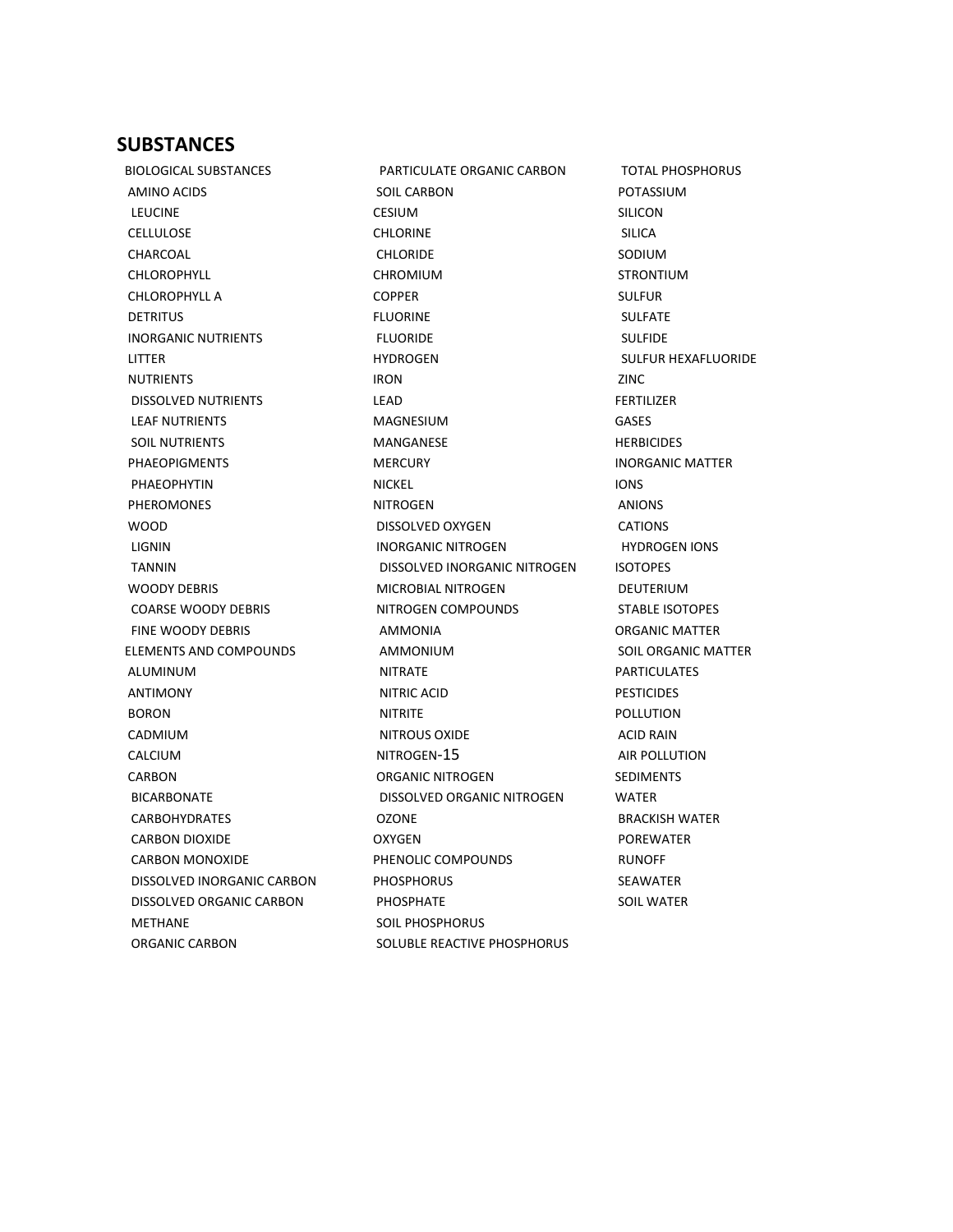## SUBSTANCES

- BIOLOGICAL SUBSTANCES
  - AMINO ACIDS
    - LEUCINE
  - CELLULOSE
  - CHARCOAL
  - CHLOROPHYLL
  - CHLOROPHYLL A
  - DETRITUS
  - INORGANIC NUTRIENTS
  - LITTER
  - NUTRIENTS
    - DISSOLVED NUTRIENTS
    - LEAF NUTRIENTS
    - SOIL NUTRIENTS
  - PHAEOPIGMENTS
    - PHAEOPHYTIN
  - PHEROMONES
  - WOOD
    - LIGNIN
    - TANNIN
  - WOODY DEBRIS
    - COARSE WOODY DEBRIS
    - FINE WOODY DEBRIS
- ELEMENTS AND COMPOUNDS
  - ALUMINUM
  - ANTIMONY
  - BORON
  - CADMIUM
  - CALCIUM
  - CARBON
    - BICARBONATE
    - CARBOHYDRATES
    - CARBON DIOXIDE
    - CARBON MONOXIDE
    - DISSOLVED INORGANIC CARBON
    - DISSOLVED ORGANIC CARBON
    - METHANE
    - ORGANIC CARBON
    - PARTICULATE ORGANIC CARBON
    - SOIL CARBON
  - CESIUM
  - CHLORINE
    - CHLORIDE
  - CHROMIUM
  - COPPER
  - FLUORINE
    - FLUORIDE
  - HYDROGEN
  - IRON
  - LEAD
  - MAGNESIUM
  - MANGANESE
  - MERCURY
  - NICKEL
  - NITROGEN
    - DISSOLVED OXYGEN
    - INORGANIC NITROGEN
      - DISSOLVED INORGANIC NITROGEN
    - MICROBIAL NITROGEN
    - NITROGEN COMPOUNDS
      - AMMONIA
      - AMMONIUM
      - NITRATE
      - NITRIC ACID
      - NITRITE
      - NITROUS OXIDE
    - NITROGEN-15
    - ORGANIC NITROGEN
      - DISSOLVED ORGANIC NITROGEN
  - OZONE
  - OXYGEN
  - PHENOLIC COMPOUNDS
  - PHOSPHORUS
    - PHOSPHATE
    - SOIL PHOSPHORUS
    - SOLUBLE REACTIVE PHOSPHORUS
    - TOTAL PHOSPHORUS
  - POTASSIUM
  - SILICON
    - SILICA
  - SODIUM
  - STRONTIUM
  - SULFUR
    - SULFATE
    - SULFIDE
    - SULFUR HEXAFLUORIDE
  - ZINC
- FERTILIZER
- GASES
- HERBICIDES
- INORGANIC MATTER
- IONS
  - ANIONS
  - CATIONS
    - HYDROGEN IONS
- ISOTOPES
  - DEUTERIUM
  - STABLE ISOTOPES
- ORGANIC MATTER
  - SOIL ORGANIC MATTER
- PARTICULATES
- PESTICIDES
- POLLUTION
  - ACID RAIN
  - AIR POLLUTION
- SEDIMENTS
- WATER
  - BRACKISH WATER
  - POREWATER
  - RUNOFF
  - SEAWATER
  - SOIL WATER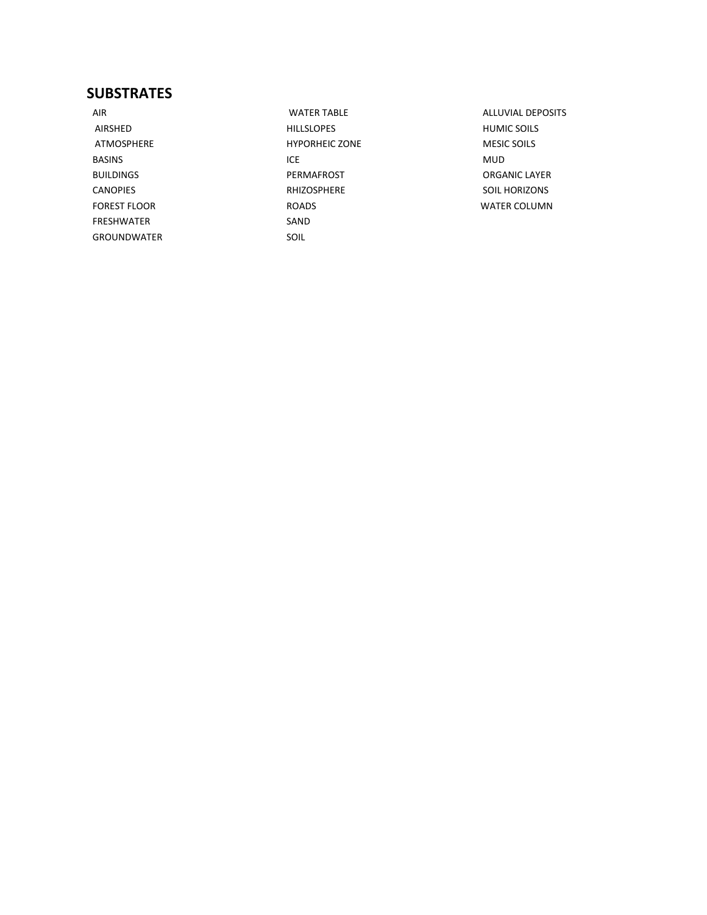## SUBSTRATES

- AIR
- AIRSHED
- ATMOSPHERE
- BASINS
- BUILDINGS
- CANOPIES
- FOREST FLOOR
- FRESHWATER
- GROUNDWATER
- WATER TABLE
- HILLSLOPES
- HYPORHEIC ZONE
- ICE
- PERMAFROST
- RHIZOSPHERE
- ROADS
- SAND
- SOIL
- ALLUVIAL DEPOSITS
- HUMIC SOILS
- MESIC SOILS
- MUD
- ORGANIC LAYER
- SOIL HORIZONS
- WATER COLUMN